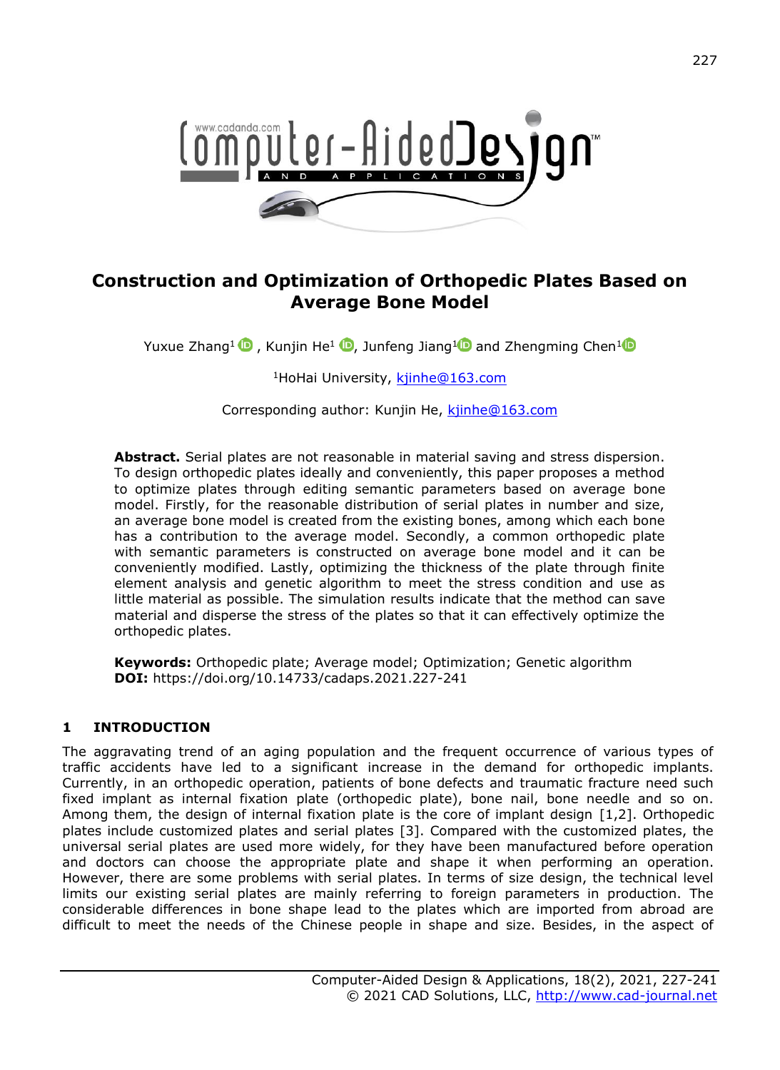# Construction and Optimization of Orthopedic Plates Based on Average Bone Model

Yuxue Zhang[1], Kunjin He[1], Junfeng Jiang[1] and Zhengming Chen[1]

[1]HoHai University, kjinhe@163.com

Corresponding author: Kunjin He, kjinhe@163.com

**Abstract.** Serial plates are not reasonable in material saving and stress dispersion. To design orthopedic plates ideally and conveniently, this paper proposes a method to optimize plates through editing semantic parameters based on average bone model. Firstly, for the reasonable distribution of serial plates in number and size, an average bone model is created from the existing bones, among which each bone has a contribution to the average model. Secondly, a common orthopedic plate with semantic parameters is constructed on average bone model and it can be conveniently modified. Lastly, optimizing the thickness of the plate through finite element analysis and genetic algorithm to meet the stress condition and use as little material as possible. The simulation results indicate that the method can save material and disperse the stress of the plates so that it can effectively optimize the orthopedic plates.

**Keywords:** Orthopedic plate; Average model; Optimization; Genetic algorithm
**DOI:** https://doi.org/10.14733/cadaps.2021.227-241

## 1 INTRODUCTION

The aggravating trend of an aging population and the frequent occurrence of various types of traffic accidents have led to a significant increase in the demand for orthopedic implants. Currently, in an orthopedic operation, patients of bone defects and traumatic fracture need such fixed implant as internal fixation plate (orthopedic plate), bone nail, bone needle and so on. Among them, the design of internal fixation plate is the core of implant design [1,2]. Orthopedic plates include customized plates and serial plates [3]. Compared with the customized plates, the universal serial plates are used more widely, for they have been manufactured before operation and doctors can choose the appropriate plate and shape it when performing an operation. However, there are some problems with serial plates. In terms of size design, the technical level limits our existing serial plates are mainly referring to foreign parameters in production. The considerable differences in bone shape lead to the plates which are imported from abroad are difficult to meet the needs of the Chinese people in shape and size. Besides, in the aspect of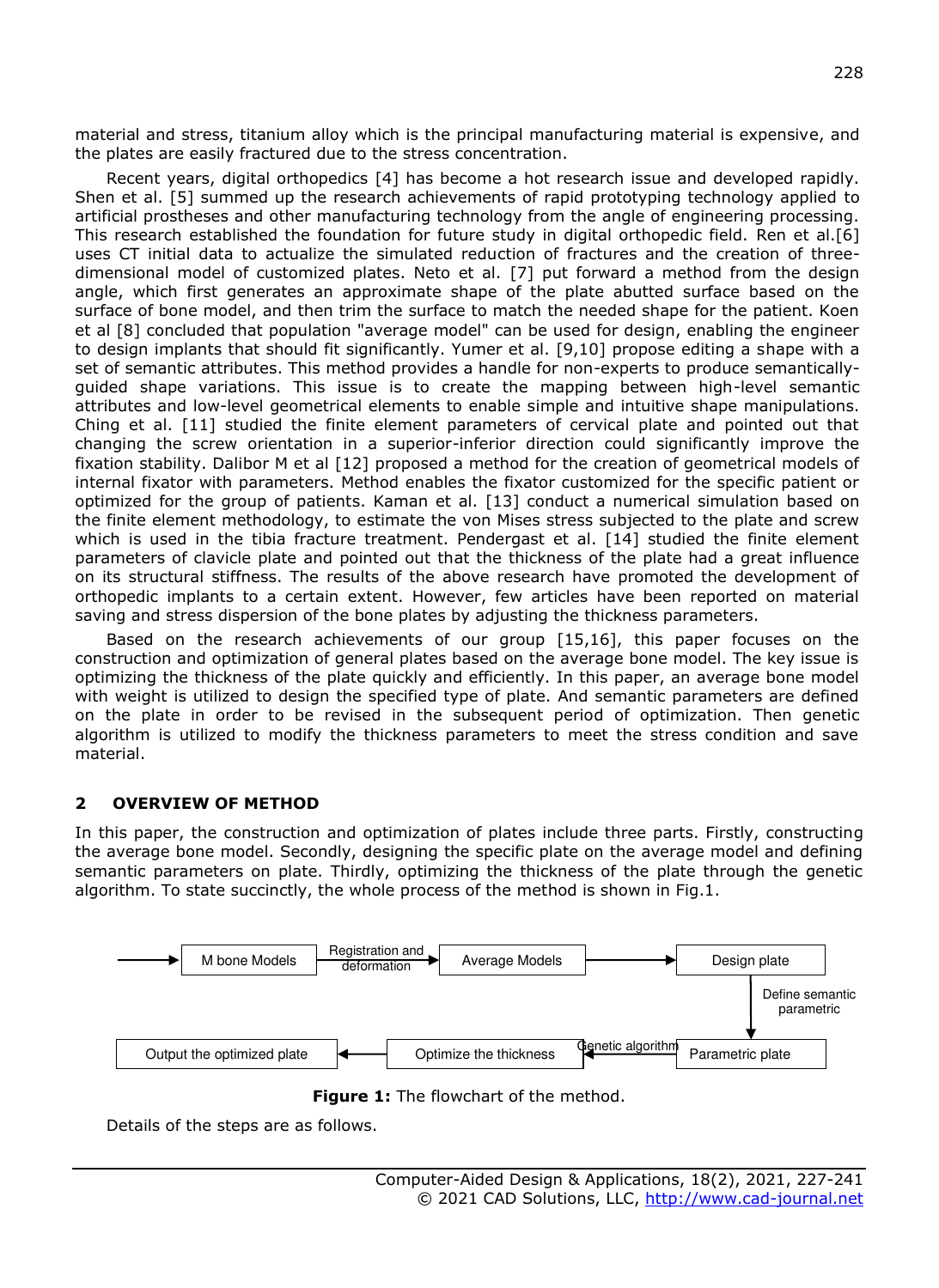material and stress, titanium alloy which is the principal manufacturing material is expensive, and the plates are easily fractured due to the stress concentration.

Recent years, digital orthopedics [4] has become a hot research issue and developed rapidly. Shen et al. [5] summed up the research achievements of rapid prototyping technology applied to artificial prostheses and other manufacturing technology from the angle of engineering processing. This research established the foundation for future study in digital orthopedic field. Ren et al.[6] uses CT initial data to actualize the simulated reduction of fractures and the creation of three-dimensional model of customized plates. Neto et al. [7] put forward a method from the design angle, which first generates an approximate shape of the plate abutted surface based on the surface of bone model, and then trim the surface to match the needed shape for the patient. Koen et al [8] concluded that population "average model" can be used for design, enabling the engineer to design implants that should fit significantly. Yumer et al. [9,10] propose editing a shape with a set of semantic attributes. This method provides a handle for non-experts to produce semantically-guided shape variations. This issue is to create the mapping between high-level semantic attributes and low-level geometrical elements to enable simple and intuitive shape manipulations. Ching et al. [11] studied the finite element parameters of cervical plate and pointed out that changing the screw orientation in a superior-inferior direction could significantly improve the fixation stability. Dalibor M et al [12] proposed a method for the creation of geometrical models of internal fixator with parameters. Method enables the fixator customized for the specific patient or optimized for the group of patients. Kaman et al. [13] conduct a numerical simulation based on the finite element methodology, to estimate the von Mises stress subjected to the plate and screw which is used in the tibia fracture treatment. Pendergast et al. [14] studied the finite element parameters of clavicle plate and pointed out that the thickness of the plate had a great influence on its structural stiffness. The results of the above research have promoted the development of orthopedic implants to a certain extent. However, few articles have been reported on material saving and stress dispersion of the bone plates by adjusting the thickness parameters.

Based on the research achievements of our group [15,16], this paper focuses on the construction and optimization of general plates based on the average bone model. The key issue is optimizing the thickness of the plate quickly and efficiently. In this paper, an average bone model with weight is utilized to design the specified type of plate. And semantic parameters are defined on the plate in order to be revised in the subsequent period of optimization. Then genetic algorithm is utilized to modify the thickness parameters to meet the stress condition and save material.

## 2 OVERVIEW OF METHOD

In this paper, the construction and optimization of plates include three parts. Firstly, constructing the average bone model. Secondly, designing the specific plate on the average model and defining semantic parameters on plate. Thirdly, optimizing the thickness of the plate through the genetic algorithm. To state succinctly, the whole process of the method is shown in Fig.1.

```
→ [M bone Models] --Registration and deformation--> [Average Models] ----> [Design plate]
                                                                                |
                                                                    Define semantic parametric
                                                                                ↓
[Output the optimized plate] <---- [Optimize the thickness] <--Genetic algorithm-- [Parametric plate]
```

**Figure 1:** The flowchart of the method.

Details of the steps are as follows.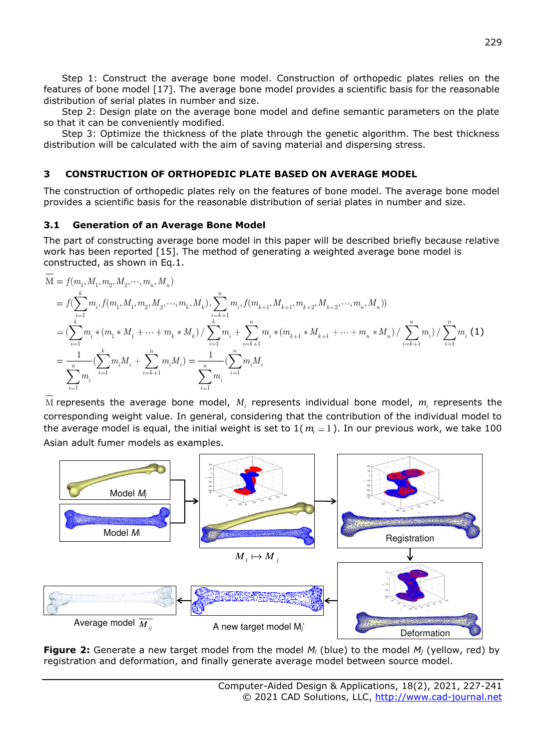Step 1: Construct the average bone model. Construction of orthopedic plates relies on the features of bone model [17]. The average bone model provides a scientific basis for the reasonable distribution of serial plates in number and size.

Step 2: Design plate on the average bone model and define semantic parameters on the plate so that it can be conveniently modified.

Step 3: Optimize the thickness of the plate through the genetic algorithm. The best thickness distribution will be calculated with the aim of saving material and dispersing stress.

## 3 CONSTRUCTION OF ORTHOPEDIC PLATE BASED ON AVERAGE MODEL

The construction of orthopedic plates rely on the features of bone model. The average bone model provides a scientific basis for the reasonable distribution of serial plates in number and size.

### 3.1 Generation of an Average Bone Model

The part of constructing average bone model in this paper will be described briefly because relative work has been reported [15]. The method of generating a weighted average bone model is constructed, as shown in Eq.1.

$$
\begin{aligned}
\overline{\mathrm{M}} &= f(m_1, M_1, m_2, M_2, \cdots, m_n, M_n) \\
&= f\left(\sum_{i=1}^{k} m_i f(m_1, M_1, m_2, M_2, \cdots, m_k, M_k), \sum_{i=k+1}^{n} m_i f(m_{k+1}, M_{k+1}, m_{k+2}, M_{k+2}, \cdots, m_n, M_n)\right) \\
&= \left(\sum_{i=1}^{k} m_i * (m_1 * M_1 + \cdots + m_k * M_k) / \sum_{i=1}^{k} m_i + \sum_{i=k+1}^{n} m_i * (m_{k+1} * M_{k+1} + \cdots + m_n * M_n) / \sum_{i=k+1}^{n} m_i\right) / \sum_{i=1}^{n} m_i \quad (1) \\
&= \frac{1}{\sum_{i=1}^{n} m_i}\left(\sum_{i=1}^{k} m_i M_i + \sum_{i=k+1}^{n} m_i M_i\right) = \frac{1}{\sum_{i=1}^{n} m_i}\left(\sum_{i=1}^{n} m_i M_i\right.
\end{aligned}
$$

$\overline{\mathrm{M}}$ represents the average bone model, $M_i$ represents individual bone model, $m_i$ represents the corresponding weight value. In general, considering that the contribution of the individual model to the average model is equal, the initial weight is set to 1 ($m_i = 1$). In our previous work, we take 100 Asian adult fumer models as examples.

**Figure 2:** Generate a new target model from the model $M_i$ (blue) to the model $M_j$ (yellow, red) by registration and deformation, and finally generate average model between source model.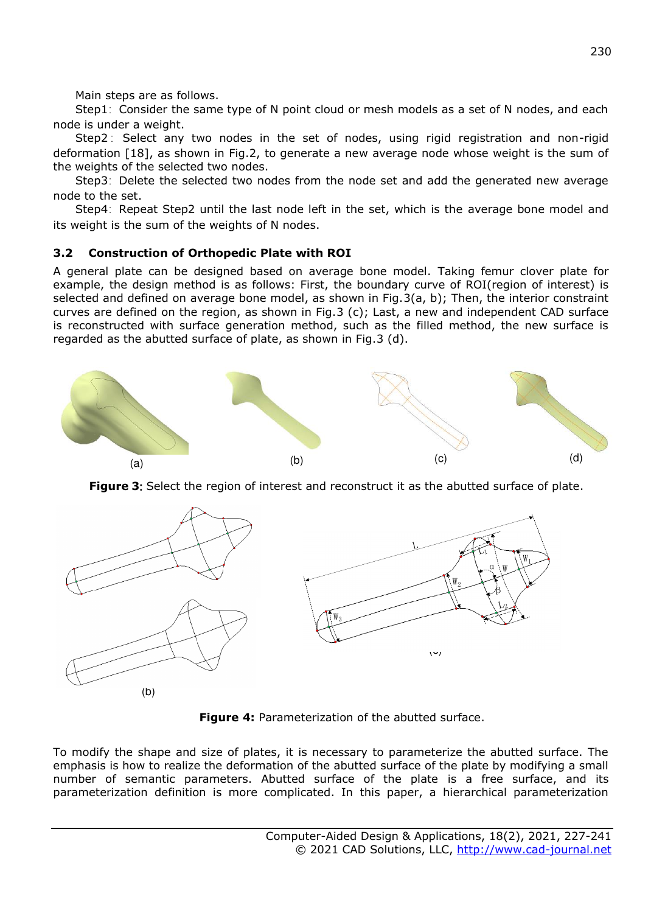Main steps are as follows.

Step1: Consider the same type of N point cloud or mesh models as a set of N nodes, and each node is under a weight.

Step2: Select any two nodes in the set of nodes, using rigid registration and non-rigid deformation [18], as shown in Fig.2, to generate a new average node whose weight is the sum of the weights of the selected two nodes.

Step3: Delete the selected two nodes from the node set and add the generated new average node to the set.

Step4: Repeat Step2 until the last node left in the set, which is the average bone model and its weight is the sum of the weights of N nodes.

### 3.2 Construction of Orthopedic Plate with ROI

A general plate can be designed based on average bone model. Taking femur clover plate for example, the design method is as follows: First, the boundary curve of ROI(region of interest) is selected and defined on average bone model, as shown in Fig.3(a, b); Then, the interior constraint curves are defined on the region, as shown in Fig.3 (c); Last, a new and independent CAD surface is reconstructed with surface generation method, such as the filled method, the new surface is regarded as the abutted surface of plate, as shown in Fig.3 (d).

(a) (b) (c) (d)

**Figure 3**: Select the region of interest and reconstruct it as the abutted surface of plate.

(b) (c)

**Figure 4:** Parameterization of the abutted surface.

To modify the shape and size of plates, it is necessary to parameterize the abutted surface. The emphasis is how to realize the deformation of the abutted surface of the plate by modifying a small number of semantic parameters. Abutted surface of the plate is a free surface, and its parameterization definition is more complicated. In this paper, a hierarchical parameterization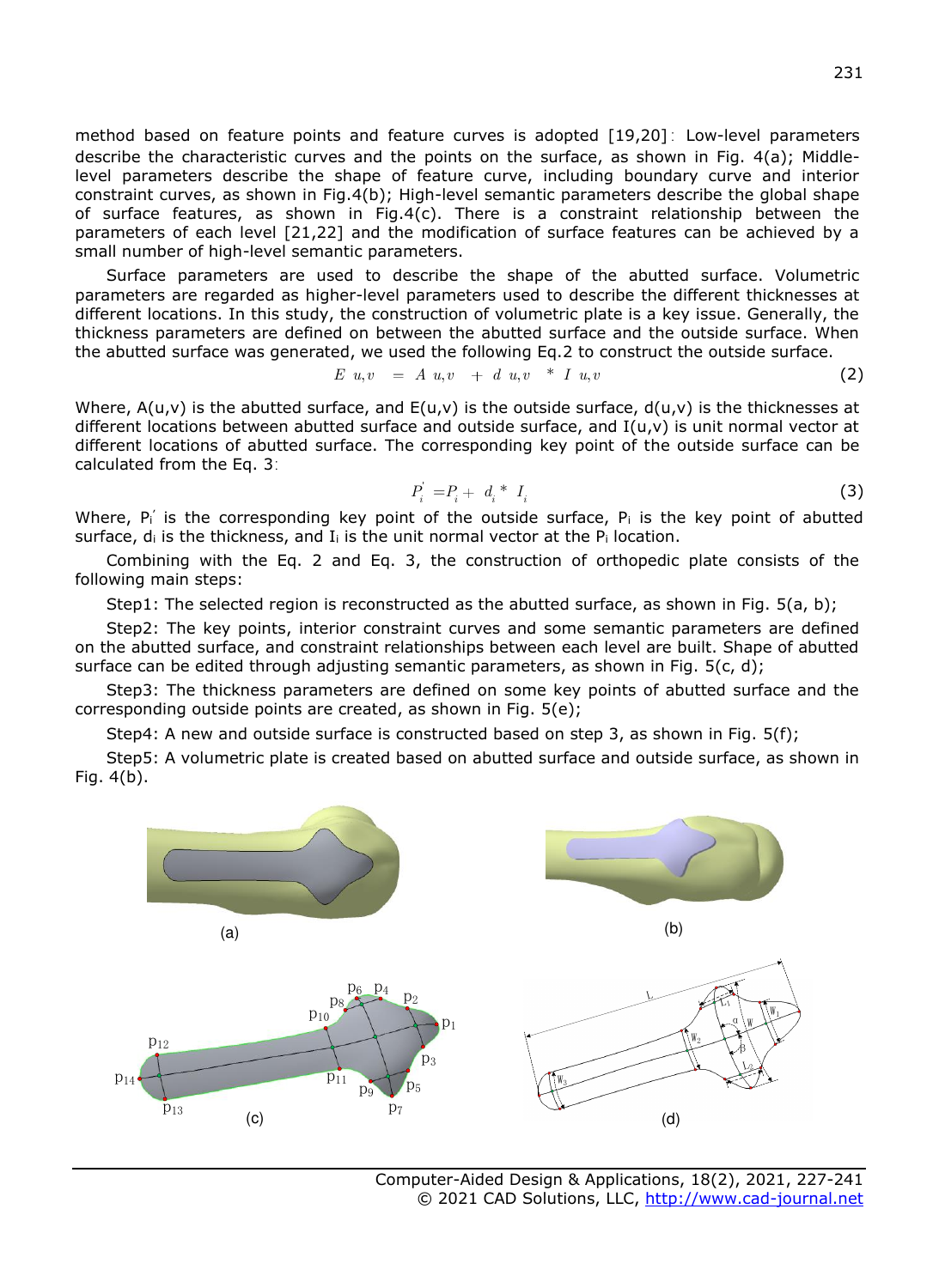method based on feature points and feature curves is adopted [19,20]: Low-level parameters describe the characteristic curves and the points on the surface, as shown in Fig. 4(a); Middle-level parameters describe the shape of feature curve, including boundary curve and interior constraint curves, as shown in Fig.4(b); High-level semantic parameters describe the global shape of surface features, as shown in Fig.4(c). There is a constraint relationship between the parameters of each level [21,22] and the modification of surface features can be achieved by a small number of high-level semantic parameters.

Surface parameters are used to describe the shape of the abutted surface. Volumetric parameters are regarded as higher-level parameters used to describe the different thicknesses at different locations. In this study, the construction of volumetric plate is a key issue. Generally, the thickness parameters are defined on between the abutted surface and the outside surface. When the abutted surface was generated, we used the following Eq.2 to construct the outside surface.

$$E(u,v) = A(u,v) + d(u,v) * I(u,v) \tag{2}$$

Where, A(u,v) is the abutted surface, and E(u,v) is the outside surface, d(u,v) is the thicknesses at different locations between abutted surface and outside surface, and I(u,v) is unit normal vector at different locations of abutted surface. The corresponding key point of the outside surface can be calculated from the Eq. 3:

$$P_i^{'} = P_i + d_i * I_i \tag{3}$$

Where, $P_i^{'}$ is the corresponding key point of the outside surface, $P_i$ is the key point of abutted surface, $d_i$ is the thickness, and $I_i$ is the unit normal vector at the $P_i$ location.

Combining with the Eq. 2 and Eq. 3, the construction of orthopedic plate consists of the following main steps:

Step1: The selected region is reconstructed as the abutted surface, as shown in Fig. 5(a, b);

Step2: The key points, interior constraint curves and some semantic parameters are defined on the abutted surface, and constraint relationships between each level are built. Shape of abutted surface can be edited through adjusting semantic parameters, as shown in Fig. 5(c, d);

Step3: The thickness parameters are defined on some key points of abutted surface and the corresponding outside points are created, as shown in Fig. 5(e);

Step4: A new and outside surface is constructed based on step 3, as shown in Fig. 5(f);

Step5: A volumetric plate is created based on abutted surface and outside surface, as shown in Fig. 4(b).

(a) (b)

(c) (d)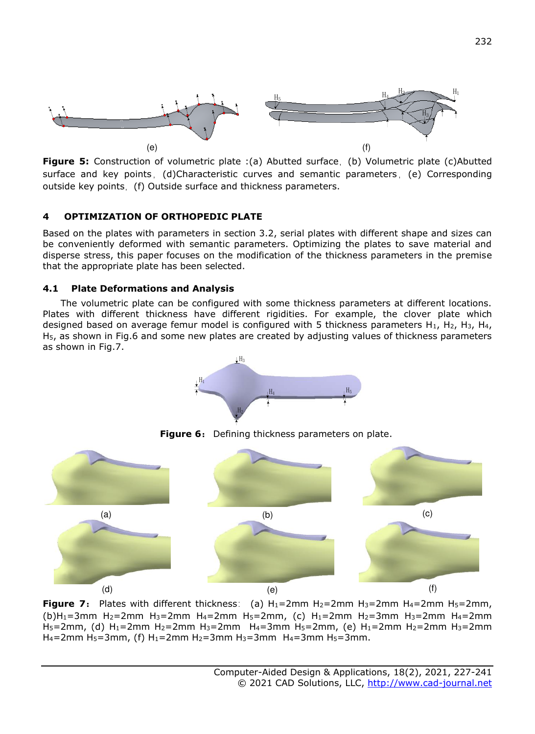(e) (f)

**Figure 5:** Construction of volumetric plate :(a) Abutted surface, (b) Volumetric plate (c)Abutted surface and key points, (d)Characteristic curves and semantic parameters, (e) Corresponding outside key points, (f) Outside surface and thickness parameters.

## 4 OPTIMIZATION OF ORTHOPEDIC PLATE

Based on the plates with parameters in section 3.2, serial plates with different shape and sizes can be conveniently deformed with semantic parameters. Optimizing the plates to save material and disperse stress, this paper focuses on the modification of the thickness parameters in the premise that the appropriate plate has been selected.

### 4.1 Plate Deformations and Analysis

The volumetric plate can be configured with some thickness parameters at different locations. Plates with different thickness have different rigidities. For example, the clover plate which designed based on average femur model is configured with 5 thickness parameters $H_1$, $H_2$, $H_3$, $H_4$, $H_5$, as shown in Fig.6 and some new plates are created by adjusting values of thickness parameters as shown in Fig.7.

**Figure 6:** Defining thickness parameters on plate.

(a) (b) (c)

(d) (e) (f)

**Figure 7:** Plates with different thickness: (a) $H_1$=2mm $H_2$=2mm $H_3$=2mm $H_4$=2mm $H_5$=2mm, (b)$H_1$=3mm $H_2$=2mm $H_3$=2mm $H_4$=2mm $H_5$=2mm, (c) $H_1$=2mm $H_2$=3mm $H_3$=2mm $H_4$=2mm $H_5$=2mm, (d) $H_1$=2mm $H_2$=2mm $H_3$=2mm $H_4$=3mm $H_5$=2mm, (e) $H_1$=2mm $H_2$=2mm $H_3$=2mm $H_4$=2mm $H_5$=3mm, (f) $H_1$=2mm $H_2$=3mm $H_3$=3mm $H_4$=3mm $H_5$=3mm.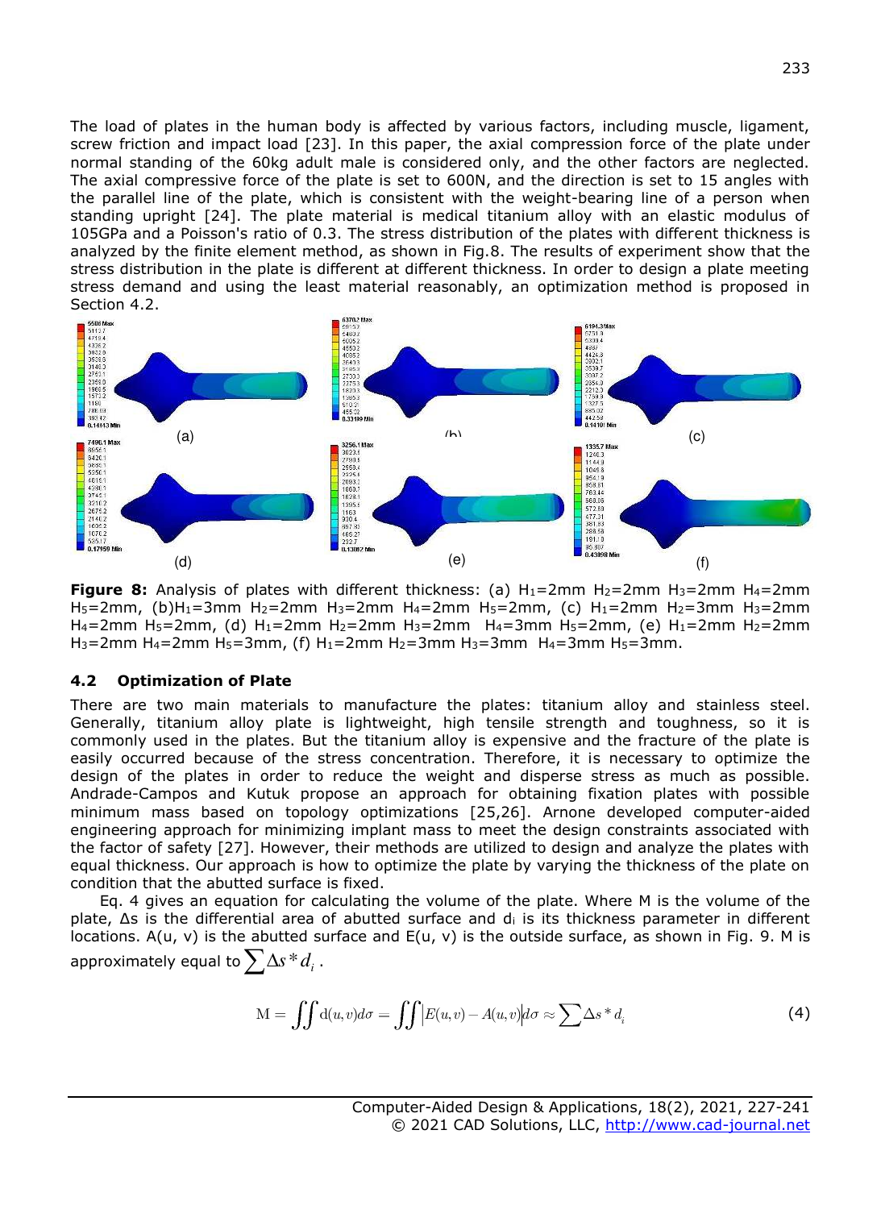The load of plates in the human body is affected by various factors, including muscle, ligament, screw friction and impact load [23]. In this paper, the axial compression force of the plate under normal standing of the 60kg adult male is considered only, and the other factors are neglected. The axial compressive force of the plate is set to 600N, and the direction is set to 15 angles with the parallel line of the plate, which is consistent with the weight-bearing line of a person when standing upright [24]. The plate material is medical titanium alloy with an elastic modulus of 105GPa and a Poisson's ratio of 0.3. The stress distribution of the plates with different thickness is analyzed by the finite element method, as shown in Fig.8. The results of experiment show that the stress distribution in the plate is different at different thickness. In order to design a plate meeting stress demand and using the least material reasonably, an optimization method is proposed in Section 4.2.

**Figure 8:** Analysis of plates with different thickness: (a) $H_1$=2mm $H_2$=2mm $H_3$=2mm $H_4$=2mm $H_5$=2mm, (b)$H_1$=3mm $H_2$=2mm $H_3$=2mm $H_4$=2mm $H_5$=2mm, (c) $H_1$=2mm $H_2$=3mm $H_3$=2mm $H_4$=2mm $H_5$=2mm, (d) $H_1$=2mm $H_2$=2mm $H_3$=2mm $H_4$=3mm $H_5$=2mm, (e) $H_1$=2mm $H_2$=2mm $H_3$=2mm $H_4$=2mm $H_5$=3mm, (f) $H_1$=2mm $H_2$=3mm $H_3$=3mm $H_4$=3mm $H_5$=3mm.

### 4.2 Optimization of Plate

There are two main materials to manufacture the plates: titanium alloy and stainless steel. Generally, titanium alloy plate is lightweight, high tensile strength and toughness, so it is commonly used in the plates. But the titanium alloy is expensive and the fracture of the plate is easily occurred because of the stress concentration. Therefore, it is necessary to optimize the design of the plates in order to reduce the weight and disperse stress as much as possible. Andrade-Campos and Kutuk propose an approach for obtaining fixation plates with possible minimum mass based on topology optimizations [25,26]. Arnone developed computer-aided engineering approach for minimizing implant mass to meet the design constraints associated with the factor of safety [27]. However, their methods are utilized to design and analyze the plates with equal thickness. Our approach is how to optimize the plate by varying the thickness of the plate on condition that the abutted surface is fixed.

Eq. 4 gives an equation for calculating the volume of the plate. Where M is the volume of the plate, Δs is the differential area of abutted surface and $d_i$ is its thickness parameter in different locations. A(u, v) is the abutted surface and E(u, v) is the outside surface, as shown in Fig. 9. M is approximately equal to $\sum \Delta s * d_i$.

$$\mathrm{M} = \iint \mathrm{d}(u,v) d\sigma = \iint \left| E(u,v) - A(u,v) \right| d\sigma \approx \sum \Delta s * d_i \tag{4}$$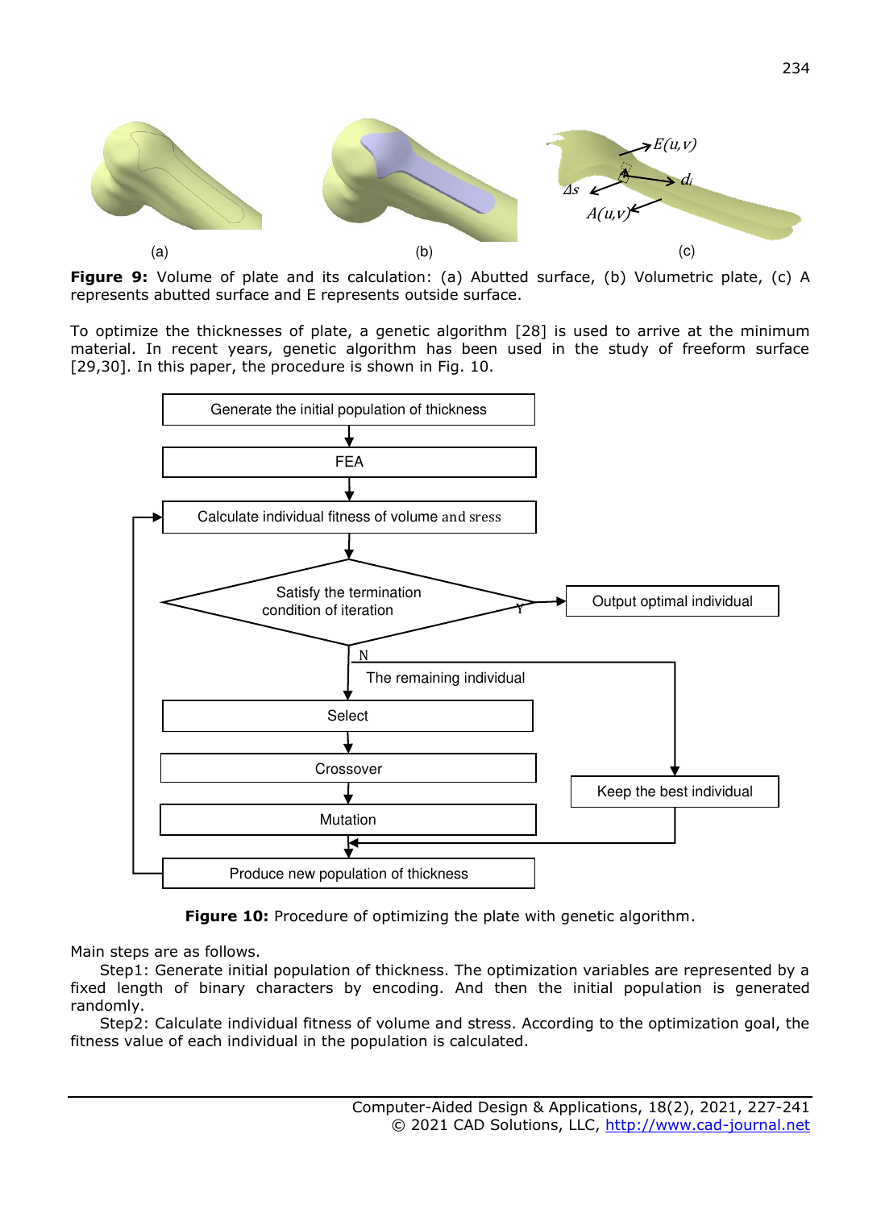**Figure 9:** Volume of plate and its calculation: (a) Abutted surface, (b) Volumetric plate, (c) A represents abutted surface and E represents outside surface.

To optimize the thicknesses of plate, a genetic algorithm [28] is used to arrive at the minimum material. In recent years, genetic algorithm has been used in the study of freeform surface [29,30]. In this paper, the procedure is shown in Fig. 10.

**Figure 10:** Procedure of optimizing the plate with genetic algorithm.

Main steps are as follows.

Step1: Generate initial population of thickness. The optimization variables are represented by a fixed length of binary characters by encoding. And then the initial population is generated randomly.

Step2: Calculate individual fitness of volume and stress. According to the optimization goal, the fitness value of each individual in the population is calculated.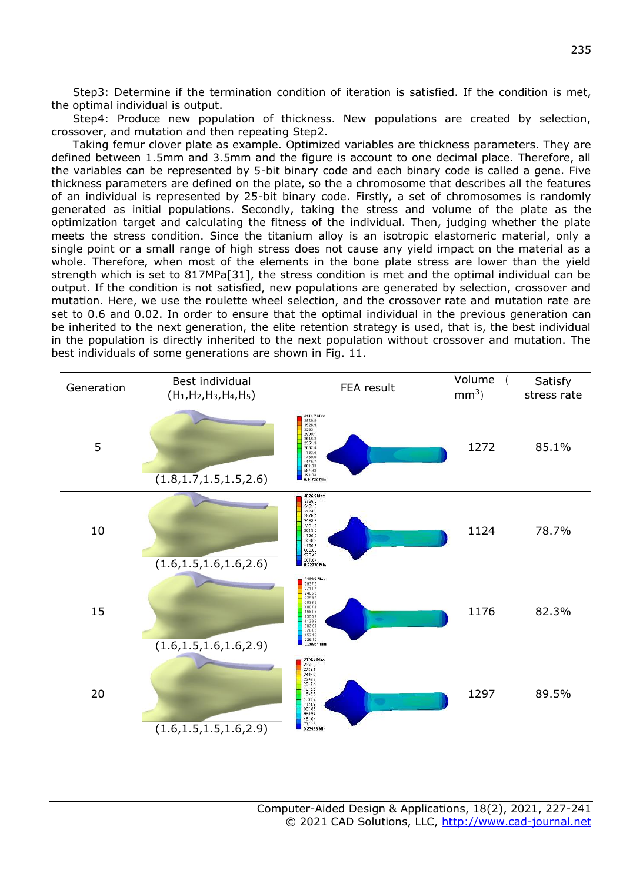Step3: Determine if the termination condition of iteration is satisfied. If the condition is met, the optimal individual is output.

Step4: Produce new population of thickness. New populations are created by selection, crossover, and mutation and then repeating Step2.

Taking femur clover plate as example. Optimized variables are thickness parameters. They are defined between 1.5mm and 3.5mm and the figure is account to one decimal place. Therefore, all the variables can be represented by 5-bit binary code and each binary code is called a gene. Five thickness parameters are defined on the plate, so the a chromosome that describes all the features of an individual is represented by 25-bit binary code. Firstly, a set of chromosomes is randomly generated as initial populations. Secondly, taking the stress and volume of the plate as the optimization target and calculating the fitness of the individual. Then, judging whether the plate meets the stress condition. Since the titanium alloy is an isotropic elastomeric material, only a single point or a small range of high stress does not cause any yield impact on the material as a whole. Therefore, when most of the elements in the bone plate stress are lower than the yield strength which is set to 817MPa[31], the stress condition is met and the optimal individual can be output. If the condition is not satisfied, new populations are generated by selection, crossover and mutation. Here, we use the roulette wheel selection, and the crossover rate and mutation rate are set to 0.6 and 0.02. In order to ensure that the optimal individual in the previous generation can be inherited to the next generation, the elite retention strategy is used, that is, the best individual in the population is directly inherited to the next population without crossover and mutation. The best individuals of some generations are shown in Fig. 11.

| Generation | Best individual ($H_1$,$H_2$,$H_3$,$H_4$,$H_5$) | FEA result | Volume ($mm^3$) | Satisfy stress rate |
|---|---|---|---|---|
| 5 | (1.8,1.7,1.5,1.5,2.6) | | 1272 | 85.1% |
| 10 | (1.6,1.5,1.6,1.6,2.6) | | 1124 | 78.7% |
| 15 | (1.6,1.5,1.6,1.6,2.9) | | 1176 | 82.3% |
| 20 | (1.6,1.5,1.5,1.6,2.9) | | 1297 | 89.5% |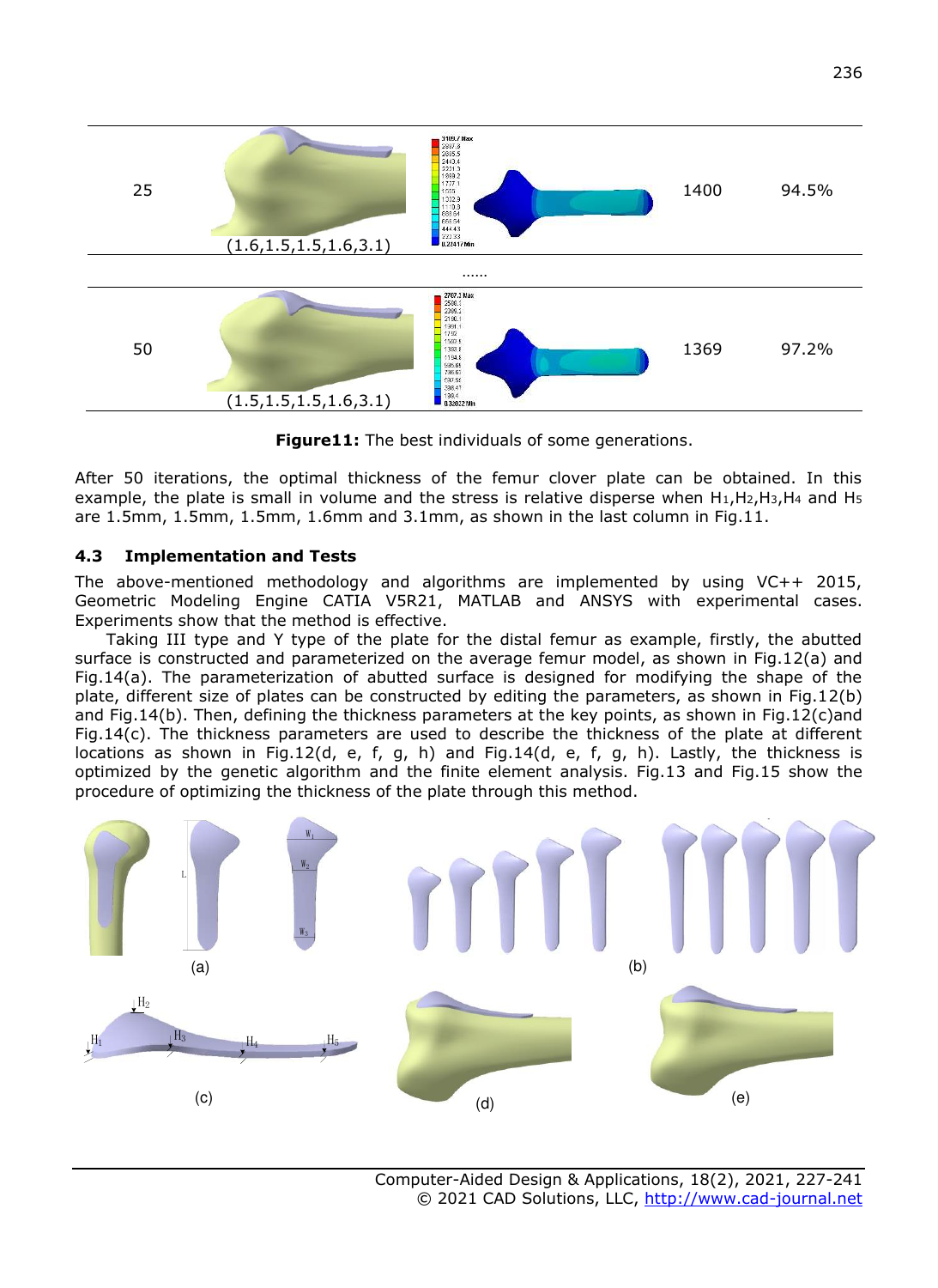| 25 | (1.6,1.5,1.5,1.6,3.1) | | 1400 | 94.5% |
|---|---|---|---|---|
| …… | | | | |
| 50 | (1.5,1.5,1.5,1.6,3.1) | | 1369 | 97.2% |

**Figure11:** The best individuals of some generations.

After 50 iterations, the optimal thickness of the femur clover plate can be obtained. In this example, the plate is small in volume and the stress is relative disperse when $H_1$,$H_2$,$H_3$,$H_4$ and $H_5$ are 1.5mm, 1.5mm, 1.5mm, 1.6mm and 3.1mm, as shown in the last column in Fig.11.

### 4.3 Implementation and Tests

The above-mentioned methodology and algorithms are implemented by using VC++ 2015, Geometric Modeling Engine CATIA V5R21, MATLAB and ANSYS with experimental cases. Experiments show that the method is effective.

Taking III type and Y type of the plate for the distal femur as example, firstly, the abutted surface is constructed and parameterized on the average femur model, as shown in Fig.12(a) and Fig.14(a). The parameterization of abutted surface is designed for modifying the shape of the plate, different size of plates can be constructed by editing the parameters, as shown in Fig.12(b) and Fig.14(b). Then, defining the thickness parameters at the key points, as shown in Fig.12(c)and Fig.14(c). The thickness parameters are used to describe the thickness of the plate at different locations as shown in Fig.12(d, e, f, g, h) and Fig.14(d, e, f, g, h). Lastly, the thickness is optimized by the genetic algorithm and the finite element analysis. Fig.13 and Fig.15 show the procedure of optimizing the thickness of the plate through this method.

(a) (b) (c) (d) (e)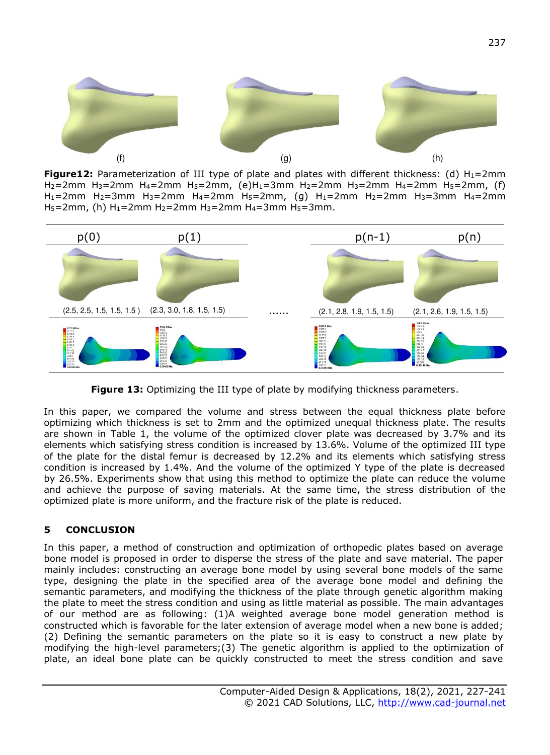(f) (g) (h)

**Figure12:** Parameterization of III type of plate and plates with different thickness: (d) $H_1$=2mm $H_2$=2mm $H_3$=2mm $H_4$=2mm $H_5$=2mm, (e)$H_1$=3mm $H_2$=2mm $H_3$=2mm $H_4$=2mm $H_5$=2mm, (f) $H_1$=2mm $H_2$=3mm $H_3$=2mm $H_4$=2mm $H_5$=2mm, (g) $H_1$=2mm $H_2$=2mm $H_3$=3mm $H_4$=2mm $H_5$=2mm, (h) $H_1$=2mm $H_2$=2mm $H_3$=2mm $H_4$=3mm $H_5$=3mm.

| p(0) | p(1) | | p(n-1) | p(n) |
|---|---|---|---|---|
| (2.5, 2.5, 1.5, 1.5, 1.5 ) | (2.3, 3.0, 1.8, 1.5, 1.5) | …… | (2.1, 2.8, 1.9, 1.5, 1.5) | (2.1, 2.6, 1.9, 1.5, 1.5) |

**Figure 13:** Optimizing the III type of plate by modifying thickness parameters.

In this paper, we compared the volume and stress between the equal thickness plate before optimizing which thickness is set to 2mm and the optimized unequal thickness plate. The results are shown in Table 1, the volume of the optimized clover plate was decreased by 3.7% and its elements which satisfying stress condition is increased by 13.6%. Volume of the optimized III type of the plate for the distal femur is decreased by 12.2% and its elements which satisfying stress condition is increased by 1.4%. And the volume of the optimized Y type of the plate is decreased by 26.5%. Experiments show that using this method to optimize the plate can reduce the volume and achieve the purpose of saving materials. At the same time, the stress distribution of the optimized plate is more uniform, and the fracture risk of the plate is reduced.

## 5 CONCLUSION

In this paper, a method of construction and optimization of orthopedic plates based on average bone model is proposed in order to disperse the stress of the plate and save material. The paper mainly includes: constructing an average bone model by using several bone models of the same type, designing the plate in the specified area of the average bone model and defining the semantic parameters, and modifying the thickness of the plate through genetic algorithm making the plate to meet the stress condition and using as little material as possible. The main advantages of our method are as following: (1)A weighted average bone model generation method is constructed which is favorable for the later extension of average model when a new bone is added; (2) Defining the semantic parameters on the plate so it is easy to construct a new plate by modifying the high-level parameters;(3) The genetic algorithm is applied to the optimization of plate, an ideal bone plate can be quickly constructed to meet the stress condition and save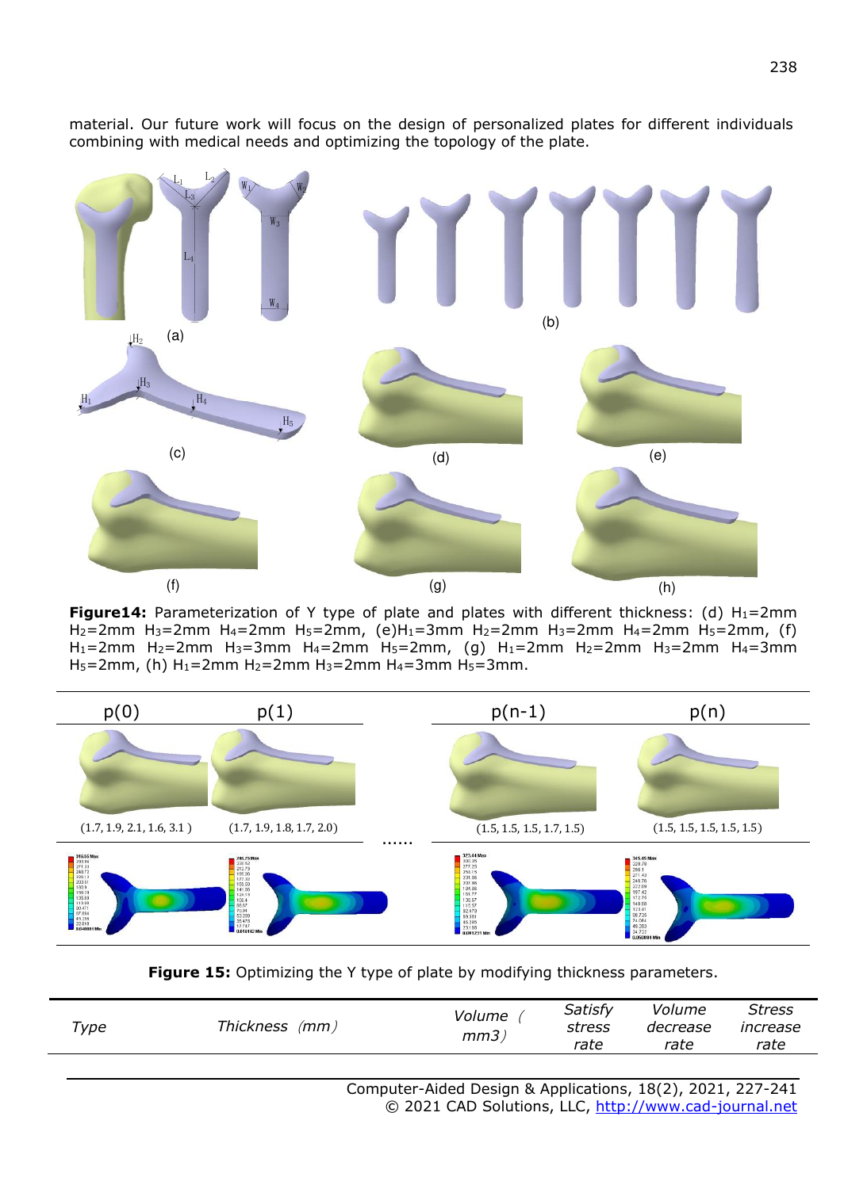material. Our future work will focus on the design of personalized plates for different individuals combining with medical needs and optimizing the topology of the plate.

**Figure14:** Parameterization of Y type of plate and plates with different thickness: (d) $H_1$=2mm $H_2$=2mm $H_3$=2mm $H_4$=2mm $H_5$=2mm, (e)$H_1$=3mm $H_2$=2mm $H_3$=2mm $H_4$=2mm $H_5$=2mm, (f) $H_1$=2mm $H_2$=2mm $H_3$=3mm $H_4$=2mm $H_5$=2mm, (g) $H_1$=2mm $H_2$=2mm $H_3$=2mm $H_4$=3mm $H_5$=2mm, (h) $H_1$=2mm $H_2$=2mm $H_3$=2mm $H_4$=3mm $H_5$=3mm.

| p(0) | p(1) | ...... | p(n-1) | p(n) |
|---|---|---|---|---|
| (1.7, 1.9, 2.1, 1.6, 3.1 ) | (1.7, 1.9, 1.8, 1.7, 2.0) | | (1.5, 1.5, 1.5, 1.7, 1.5) | (1.5, 1.5, 1.5, 1.5, 1.5) |

**Figure 15:** Optimizing the Y type of plate by modifying thickness parameters.

| Type | Thickness (mm) | Volume (mm3) | Satisfy stress rate | Volume decrease rate | Stress increase rate |
|---|---|---|---|---|---|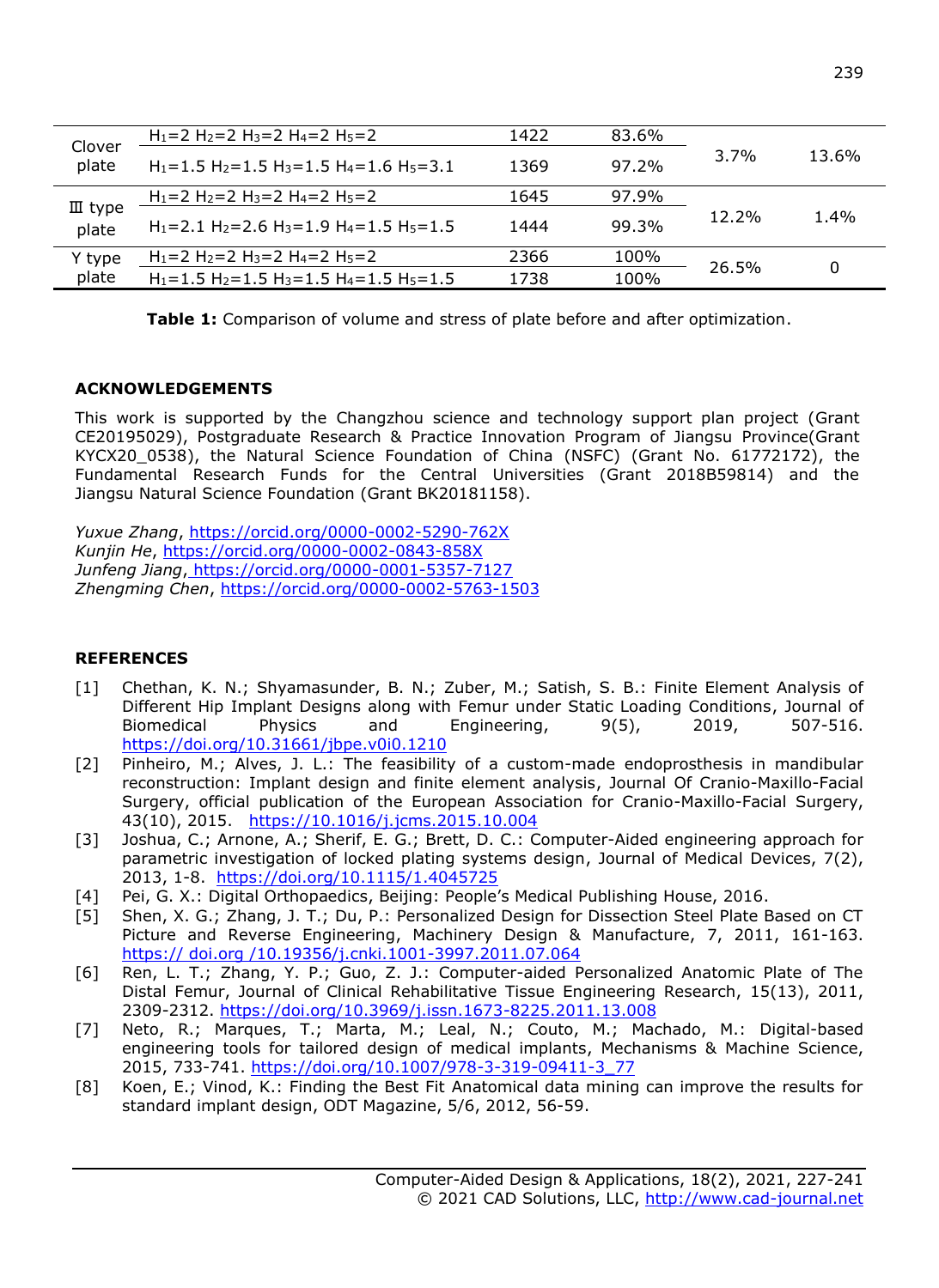| | | | | | |
|---|---|---|---|---|---|
| Clover plate | $H_1$=2 $H_2$=2 $H_3$=2 $H_4$=2 $H_5$=2 | 1422 | 83.6% | 3.7% | 13.6% |
| | $H_1$=1.5 $H_2$=1.5 $H_3$=1.5 $H_4$=1.6 $H_5$=3.1 | 1369 | 97.2% | | |
| Ⅲ type plate | $H_1$=2 $H_2$=2 $H_3$=2 $H_4$=2 $H_5$=2 | 1645 | 97.9% | 12.2% | 1.4% |
| | $H_1$=2.1 $H_2$=2.6 $H_3$=1.9 $H_4$=1.5 $H_5$=1.5 | 1444 | 99.3% | | |
| Y type plate | $H_1$=2 $H_2$=2 $H_3$=2 $H_4$=2 $H_5$=2 | 2366 | 100% | 26.5% | 0 |
| | $H_1$=1.5 $H_2$=1.5 $H_3$=1.5 $H_4$=1.5 $H_5$=1.5 | 1738 | 100% | | |

**Table 1:** Comparison of volume and stress of plate before and after optimization.

## ACKNOWLEDGEMENTS

This work is supported by the Changzhou science and technology support plan project (Grant CE20195029), Postgraduate Research & Practice Innovation Program of Jiangsu Province(Grant KYCX20_0538), the Natural Science Foundation of China (NSFC) (Grant No. 61772172), the Fundamental Research Funds for the Central Universities (Grant 2018B59814) and the Jiangsu Natural Science Foundation (Grant BK20181158).

*Yuxue Zhang*, https://orcid.org/0000-0002-5290-762X
*Kunjin He*, https://orcid.org/0000-0002-0843-858X
*Junfeng Jiang*, https://orcid.org/0000-0001-5357-7127
*Zhengming Chen*, https://orcid.org/0000-0002-5763-1503

## REFERENCES

[1] Chethan, K. N.; Shyamasunder, B. N.; Zuber, M.; Satish, S. B.: Finite Element Analysis of Different Hip Implant Designs along with Femur under Static Loading Conditions, Journal of Biomedical Physics and Engineering, 9(5), 2019, 507-516. https://doi.org/10.31661/jbpe.v0i0.1210

[2] Pinheiro, M.; Alves, J. L.: The feasibility of a custom-made endoprosthesis in mandibular reconstruction: Implant design and finite element analysis, Journal Of Cranio-Maxillo-Facial Surgery, official publication of the European Association for Cranio-Maxillo-Facial Surgery, 43(10), 2015. https://10.1016/j.jcms.2015.10.004

[3] Joshua, C.; Arnone, A.; Sherif, E. G.; Brett, D. C.: Computer-Aided engineering approach for parametric investigation of locked plating systems design, Journal of Medical Devices, 7(2), 2013, 1-8. https://doi.org/10.1115/1.4045725

[4] Pei, G. X.: Digital Orthopaedics, Beijing: People's Medical Publishing House, 2016.

[5] Shen, X. G.; Zhang, J. T.; Du, P.: Personalized Design for Dissection Steel Plate Based on CT Picture and Reverse Engineering, Machinery Design & Manufacture, 7, 2011, 161-163. https:// doi.org /10.19356/j.cnki.1001-3997.2011.07.064

[6] Ren, L. T.; Zhang, Y. P.; Guo, Z. J.: Computer-aided Personalized Anatomic Plate of The Distal Femur, Journal of Clinical Rehabilitative Tissue Engineering Research, 15(13), 2011, 2309-2312. https://doi.org/10.3969/j.issn.1673-8225.2011.13.008

[7] Neto, R.; Marques, T.; Marta, M.; Leal, N.; Couto, M.; Machado, M.: Digital-based engineering tools for tailored design of medical implants, Mechanisms & Machine Science, 2015, 733-741. https://doi.org/10.1007/978-3-319-09411-3_77

[8] Koen, E.; Vinod, K.: Finding the Best Fit Anatomical data mining can improve the results for standard implant design, ODT Magazine, 5/6, 2012, 56-59.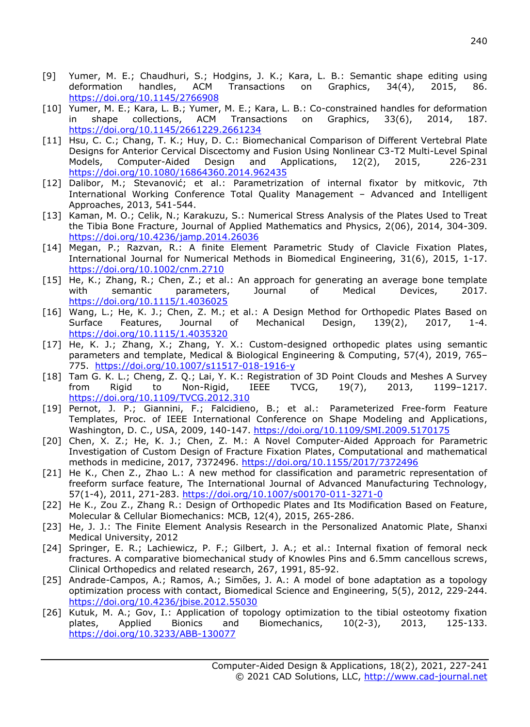[9] Yumer, M. E.; Chaudhuri, S.; Hodgins, J. K.; Kara, L. B.: Semantic shape editing using deformation handles, ACM Transactions on Graphics, 34(4), 2015, 86. https://doi.org/10.1145/2766908

[10] Yumer, M. E.; Kara, L. B.; Yumer, M. E.; Kara, L. B.: Co-constrained handles for deformation in shape collections, ACM Transactions on Graphics, 33(6), 2014, 187. https://doi.org/10.1145/2661229.2661234

[11] Hsu, C. C.; Chang, T. K.; Huy, D. C.: Biomechanical Comparison of Different Vertebral Plate Designs for Anterior Cervical Discectomy and Fusion Using Nonlinear C3-T2 Multi-Level Spinal Models, Computer-Aided Design and Applications, 12(2), 2015, 226-231 https://doi.org/10.1080/16864360.2014.962435

[12] Dalibor, M.; Stevanović; et al.: Parametrization of internal fixator by mitkovic, 7th International Working Conference Total Quality Management – Advanced and Intelligent Approaches, 2013, 541-544.

[13] Kaman, M. O.; Celik, N.; Karakuzu, S.: Numerical Stress Analysis of the Plates Used to Treat the Tibia Bone Fracture, Journal of Applied Mathematics and Physics, 2(06), 2014, 304-309. https://doi.org/10.4236/jamp.2014.26036

[14] Megan, P.; Razvan, R.: A finite Element Parametric Study of Clavicle Fixation Plates, International Journal for Numerical Methods in Biomedical Engineering, 31(6), 2015, 1-17. https://doi.org/10.1002/cnm.2710

[15] He, K.; Zhang, R.; Chen, Z.; et al.: An approach for generating an average bone template with semantic parameters, Journal of Medical Devices, 2017. https://doi.org/10.1115/1.4036025

[16] Wang, L.; He, K. J.; Chen, Z. M.; et al.: A Design Method for Orthopedic Plates Based on Surface Features, Journal of Mechanical Design, 139(2), 2017, 1-4. https://doi.org/10.1115/1.4035320

[17] He, K. J.; Zhang, X.; Zhang, Y. X.: Custom-designed orthopedic plates using semantic parameters and template, Medical & Biological Engineering & Computing, 57(4), 2019, 765–775. https://doi.org/10.1007/s11517-018-1916-y

[18] Tam G. K. L.; Cheng, Z. Q.; Lai, Y. K.: Registration of 3D Point Clouds and Meshes A Survey from Rigid to Non-Rigid, IEEE TVCG, 19(7), 2013, 1199–1217. https://doi.org/10.1109/TVCG.2012.310

[19] Pernot, J. P.; Giannini, F.; Falcidieno, B.; et al.: Parameterized Free-form Feature Templates, Proc. of IEEE International Conference on Shape Modeling and Applications, Washington, D. C., USA, 2009, 140-147. https://doi.org/10.1109/SMI.2009.5170175

[20] Chen, X. Z.; He, K. J.; Chen, Z. M.: A Novel Computer-Aided Approach for Parametric Investigation of Custom Design of Fracture Fixation Plates, Computational and mathematical methods in medicine, 2017, 7372496. https://doi.org/10.1155/2017/7372496

[21] He K., Chen Z., Zhao L.: A new method for classification and parametric representation of freeform surface feature, The International Journal of Advanced Manufacturing Technology, 57(1-4), 2011, 271-283. https://doi.org/10.1007/s00170-011-3271-0

[22] He K., Zou Z., Zhang R.: Design of Orthopedic Plates and Its Modification Based on Feature, Molecular & Cellular Biomechanics: MCB, 12(4), 2015, 265-286.

[23] He, J. J.: The Finite Element Analysis Research in the Personalized Anatomic Plate, Shanxi Medical University, 2012

[24] Springer, E. R.; Lachiewicz, P. F.; Gilbert, J. A.; et al.: Internal fixation of femoral neck fractures. A comparative biomechanical study of Knowles Pins and 6.5mm cancellous screws, Clinical Orthopedics and related research, 267, 1991, 85-92.

[25] Andrade-Campos, A.; Ramos, A.; Simões, J. A.: A model of bone adaptation as a topology optimization process with contact, Biomedical Science and Engineering, 5(5), 2012, 229-244. https://doi.org/10.4236/jbise.2012.55030

[26] Kutuk, M. A.; Gov, I.: Application of topology optimization to the tibial osteotomy fixation plates, Applied Bionics and Biomechanics, 10(2-3), 2013, 125-133. https://doi.org/10.3233/ABB-130077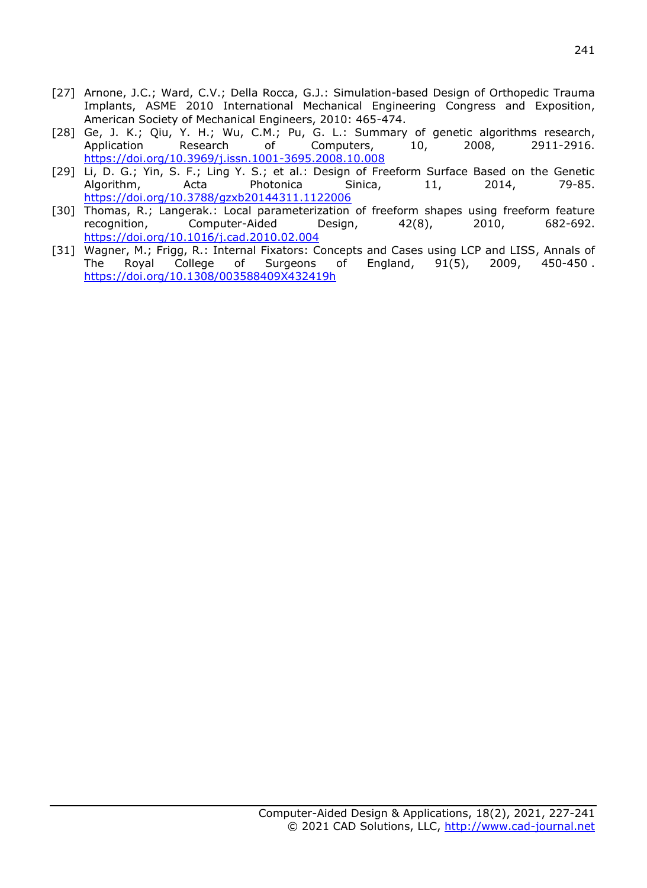[27] Arnone, J.C.; Ward, C.V.; Della Rocca, G.J.: Simulation-based Design of Orthopedic Trauma Implants, ASME 2010 International Mechanical Engineering Congress and Exposition, American Society of Mechanical Engineers, 2010: 465-474.

[28] Ge, J. K.; Qiu, Y. H.; Wu, C.M.; Pu, G. L.: Summary of genetic algorithms research, Application Research of Computers, 10, 2008, 2911-2916. https://doi.org/10.3969/j.issn.1001-3695.2008.10.008

[29] Li, D. G.; Yin, S. F.; Ling Y. S.; et al.: Design of Freeform Surface Based on the Genetic Algorithm, Acta Photonica Sinica, 11, 2014, 79-85. https://doi.org/10.3788/gzxb20144311.1122006

[30] Thomas, R.; Langerak.: Local parameterization of freeform shapes using freeform feature recognition, Computer-Aided Design, 42(8), 2010, 682-692. https://doi.org/10.1016/j.cad.2010.02.004

[31] Wagner, M.; Frigg, R.: Internal Fixators: Concepts and Cases using LCP and LISS, Annals of The Royal College of Surgeons of England, 91(5), 2009, 450-450 . https://doi.org/10.1308/003588409X432419h